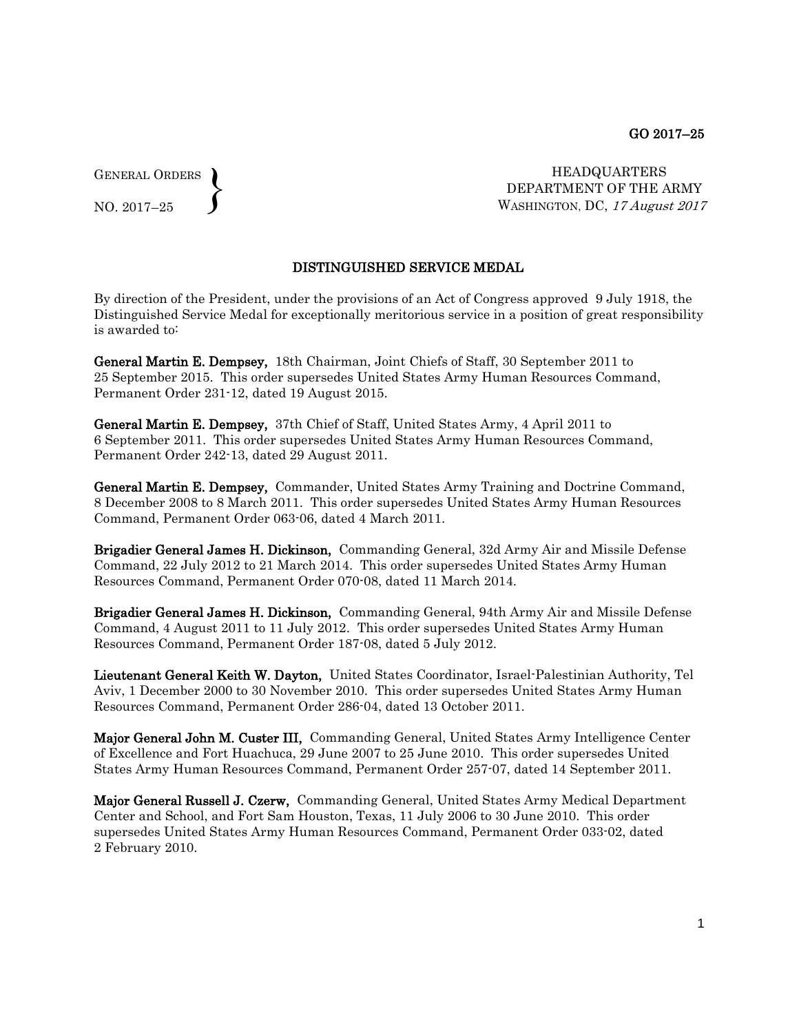GO 2017–25

GENERAL ORDERS
NO. 2017–25

HEADQUARTERS
DEPARTMENT OF THE ARMY
WASHINGTON, DC, *17 August 2017*

## DISTINGUISHED SERVICE MEDAL

By direction of the President, under the provisions of an Act of Congress approved 9 July 1918, the Distinguished Service Medal for exceptionally meritorious service in a position of great responsibility is awarded to:

**General Martin E. Dempsey,** 18th Chairman, Joint Chiefs of Staff, 30 September 2011 to 25 September 2015. This order supersedes United States Army Human Resources Command, Permanent Order 231-12, dated 19 August 2015.

**General Martin E. Dempsey,** 37th Chief of Staff, United States Army, 4 April 2011 to 6 September 2011. This order supersedes United States Army Human Resources Command, Permanent Order 242-13, dated 29 August 2011.

**General Martin E. Dempsey,** Commander, United States Army Training and Doctrine Command, 8 December 2008 to 8 March 2011. This order supersedes United States Army Human Resources Command, Permanent Order 063-06, dated 4 March 2011.

**Brigadier General James H. Dickinson,** Commanding General, 32d Army Air and Missile Defense Command, 22 July 2012 to 21 March 2014. This order supersedes United States Army Human Resources Command, Permanent Order 070-08, dated 11 March 2014.

**Brigadier General James H. Dickinson,** Commanding General, 94th Army Air and Missile Defense Command, 4 August 2011 to 11 July 2012. This order supersedes United States Army Human Resources Command, Permanent Order 187-08, dated 5 July 2012.

**Lieutenant General Keith W. Dayton,** United States Coordinator, Israel-Palestinian Authority, Tel Aviv, 1 December 2000 to 30 November 2010. This order supersedes United States Army Human Resources Command, Permanent Order 286-04, dated 13 October 2011.

**Major General John M. Custer III,** Commanding General, United States Army Intelligence Center of Excellence and Fort Huachuca, 29 June 2007 to 25 June 2010. This order supersedes United States Army Human Resources Command, Permanent Order 257-07, dated 14 September 2011.

**Major General Russell J. Czerw,** Commanding General, United States Army Medical Department Center and School, and Fort Sam Houston, Texas, 11 July 2006 to 30 June 2010. This order supersedes United States Army Human Resources Command, Permanent Order 033-02, dated 2 February 2010.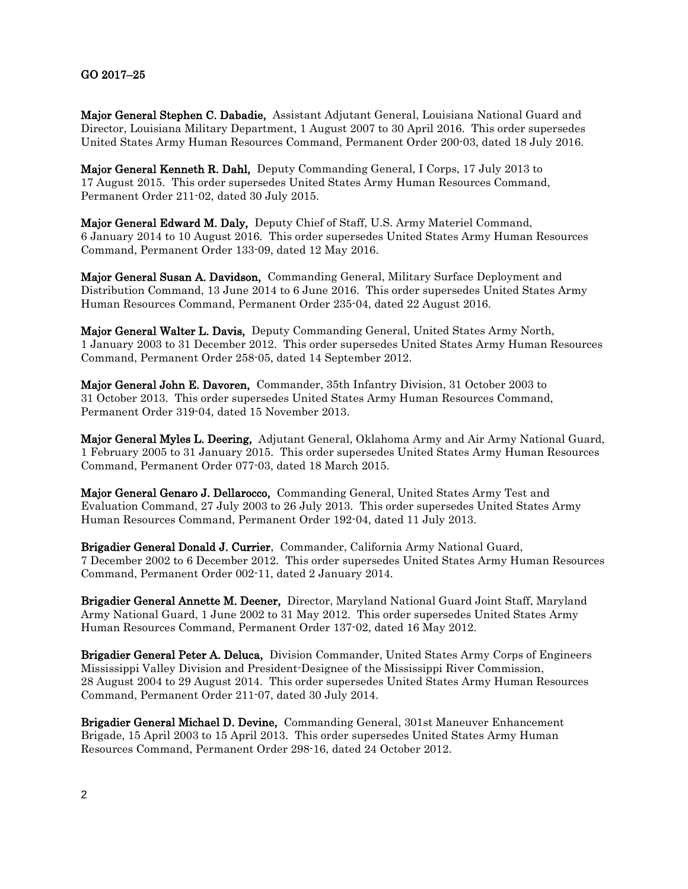**Major General Stephen C. Dabadie,** Assistant Adjutant General, Louisiana National Guard and Director, Louisiana Military Department, 1 August 2007 to 30 April 2016. This order supersedes United States Army Human Resources Command, Permanent Order 200-03, dated 18 July 2016.

**Major General Kenneth R. Dahl,** Deputy Commanding General, I Corps, 17 July 2013 to 17 August 2015. This order supersedes United States Army Human Resources Command, Permanent Order 211-02, dated 30 July 2015.

**Major General Edward M. Daly,** Deputy Chief of Staff, U.S. Army Materiel Command, 6 January 2014 to 10 August 2016. This order supersedes United States Army Human Resources Command, Permanent Order 133-09, dated 12 May 2016.

**Major General Susan A. Davidson,** Commanding General, Military Surface Deployment and Distribution Command, 13 June 2014 to 6 June 2016. This order supersedes United States Army Human Resources Command, Permanent Order 235-04, dated 22 August 2016.

**Major General Walter L. Davis,** Deputy Commanding General, United States Army North, 1 January 2003 to 31 December 2012. This order supersedes United States Army Human Resources Command, Permanent Order 258-05, dated 14 September 2012.

**Major General John E. Davoren,** Commander, 35th Infantry Division, 31 October 2003 to 31 October 2013. This order supersedes United States Army Human Resources Command, Permanent Order 319-04, dated 15 November 2013.

**Major General Myles L. Deering,** Adjutant General, Oklahoma Army and Air Army National Guard, 1 February 2005 to 31 January 2015. This order supersedes United States Army Human Resources Command, Permanent Order 077-03, dated 18 March 2015.

**Major General Genaro J. Dellarocco,** Commanding General, United States Army Test and Evaluation Command, 27 July 2003 to 26 July 2013. This order supersedes United States Army Human Resources Command, Permanent Order 192-04, dated 11 July 2013.

**Brigadier General Donald J. Currier**, Commander, California Army National Guard, 7 December 2002 to 6 December 2012. This order supersedes United States Army Human Resources Command, Permanent Order 002-11, dated 2 January 2014.

**Brigadier General Annette M. Deener,** Director, Maryland National Guard Joint Staff, Maryland Army National Guard, 1 June 2002 to 31 May 2012. This order supersedes United States Army Human Resources Command, Permanent Order 137-02, dated 16 May 2012.

**Brigadier General Peter A. Deluca,** Division Commander, United States Army Corps of Engineers Mississippi Valley Division and President-Designee of the Mississippi River Commission, 28 August 2004 to 29 August 2014. This order supersedes United States Army Human Resources Command, Permanent Order 211-07, dated 30 July 2014.

**Brigadier General Michael D. Devine,** Commanding General, 301st Maneuver Enhancement Brigade, 15 April 2003 to 15 April 2013. This order supersedes United States Army Human Resources Command, Permanent Order 298-16, dated 24 October 2012.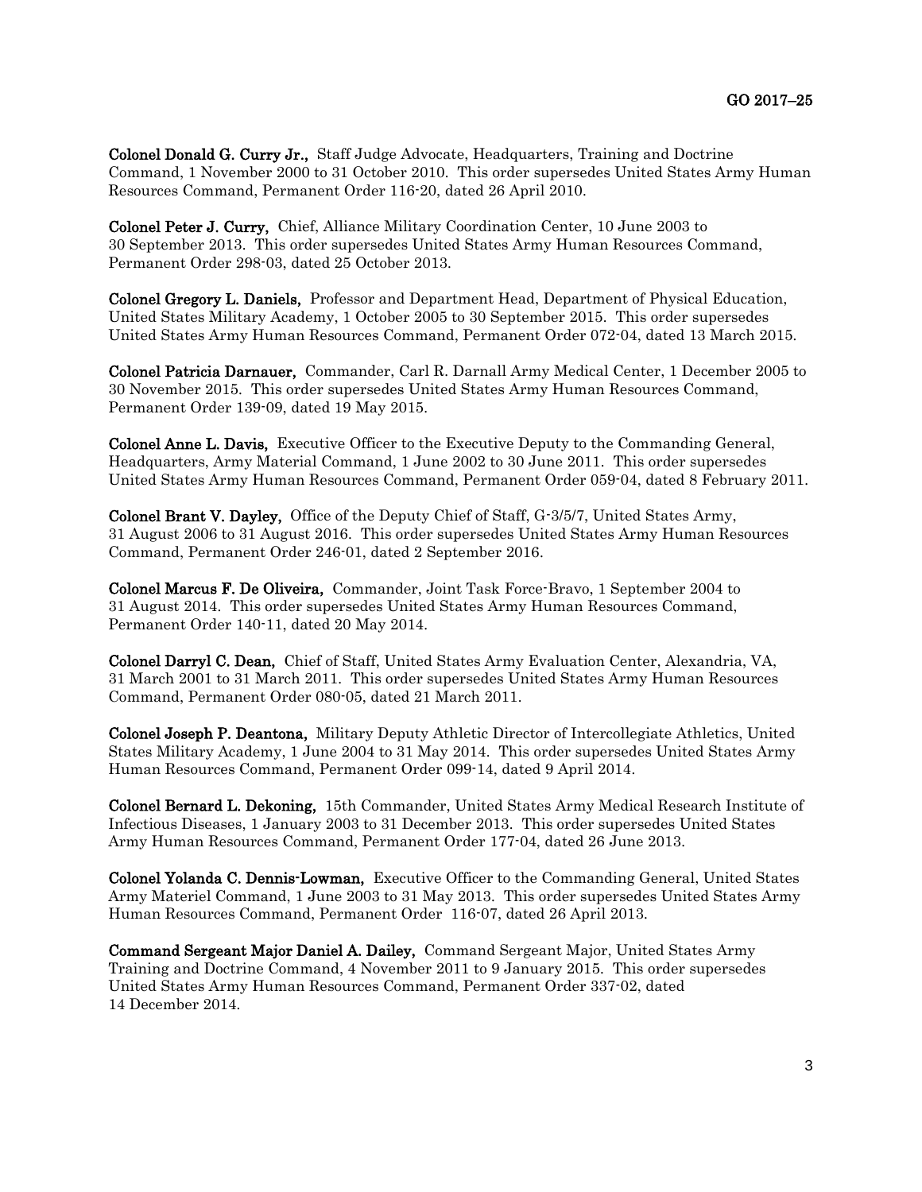**Colonel Donald G. Curry Jr.,** Staff Judge Advocate, Headquarters, Training and Doctrine Command, 1 November 2000 to 31 October 2010. This order supersedes United States Army Human Resources Command, Permanent Order 116-20, dated 26 April 2010.

**Colonel Peter J. Curry,** Chief, Alliance Military Coordination Center, 10 June 2003 to 30 September 2013. This order supersedes United States Army Human Resources Command, Permanent Order 298-03, dated 25 October 2013.

**Colonel Gregory L. Daniels,** Professor and Department Head, Department of Physical Education, United States Military Academy, 1 October 2005 to 30 September 2015. This order supersedes United States Army Human Resources Command, Permanent Order 072-04, dated 13 March 2015.

**Colonel Patricia Darnauer,** Commander, Carl R. Darnall Army Medical Center, 1 December 2005 to 30 November 2015. This order supersedes United States Army Human Resources Command, Permanent Order 139-09, dated 19 May 2015.

**Colonel Anne L. Davis,** Executive Officer to the Executive Deputy to the Commanding General, Headquarters, Army Material Command, 1 June 2002 to 30 June 2011. This order supersedes United States Army Human Resources Command, Permanent Order 059-04, dated 8 February 2011.

**Colonel Brant V. Dayley,** Office of the Deputy Chief of Staff, G-3/5/7, United States Army, 31 August 2006 to 31 August 2016. This order supersedes United States Army Human Resources Command, Permanent Order 246-01, dated 2 September 2016.

**Colonel Marcus F. De Oliveira,** Commander, Joint Task Force-Bravo, 1 September 2004 to 31 August 2014. This order supersedes United States Army Human Resources Command, Permanent Order 140-11, dated 20 May 2014.

**Colonel Darryl C. Dean,** Chief of Staff, United States Army Evaluation Center, Alexandria, VA, 31 March 2001 to 31 March 2011. This order supersedes United States Army Human Resources Command, Permanent Order 080-05, dated 21 March 2011.

**Colonel Joseph P. Deantona,** Military Deputy Athletic Director of Intercollegiate Athletics, United States Military Academy, 1 June 2004 to 31 May 2014. This order supersedes United States Army Human Resources Command, Permanent Order 099-14, dated 9 April 2014.

**Colonel Bernard L. Dekoning,** 15th Commander, United States Army Medical Research Institute of Infectious Diseases, 1 January 2003 to 31 December 2013. This order supersedes United States Army Human Resources Command, Permanent Order 177-04, dated 26 June 2013.

**Colonel Yolanda C. Dennis-Lowman,** Executive Officer to the Commanding General, United States Army Materiel Command, 1 June 2003 to 31 May 2013. This order supersedes United States Army Human Resources Command, Permanent Order 116-07, dated 26 April 2013.

**Command Sergeant Major Daniel A. Dailey,** Command Sergeant Major, United States Army Training and Doctrine Command, 4 November 2011 to 9 January 2015. This order supersedes United States Army Human Resources Command, Permanent Order 337-02, dated 14 December 2014.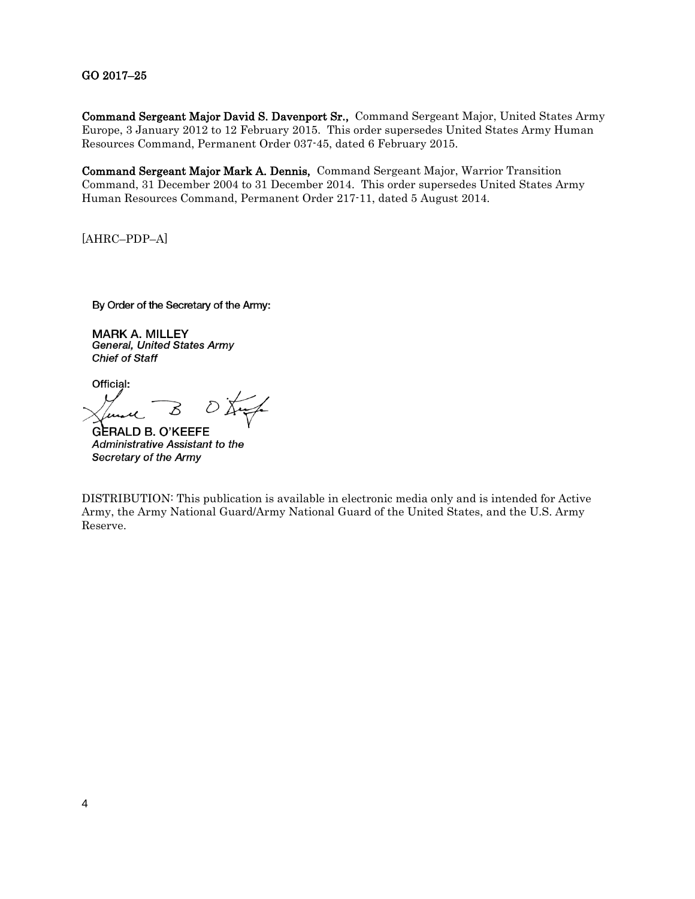GO 2017–25

**Command Sergeant Major David S. Davenport Sr.,** Command Sergeant Major, United States Army Europe, 3 January 2012 to 12 February 2015. This order supersedes United States Army Human Resources Command, Permanent Order 037-45, dated 6 February 2015.

**Command Sergeant Major Mark A. Dennis,** Command Sergeant Major, Warrior Transition Command, 31 December 2004 to 31 December 2014. This order supersedes United States Army Human Resources Command, Permanent Order 217-11, dated 5 August 2014.

[AHRC–PDP–A]

By Order of the Secretary of the Army:

**MARK A. MILLEY**
*General, United States Army*
*Chief of Staff*

Official:

**GERALD B. O'KEEFE**
*Administrative Assistant to the*
*Secretary of the Army*

DISTRIBUTION: This publication is available in electronic media only and is intended for Active Army, the Army National Guard/Army National Guard of the United States, and the U.S. Army Reserve.